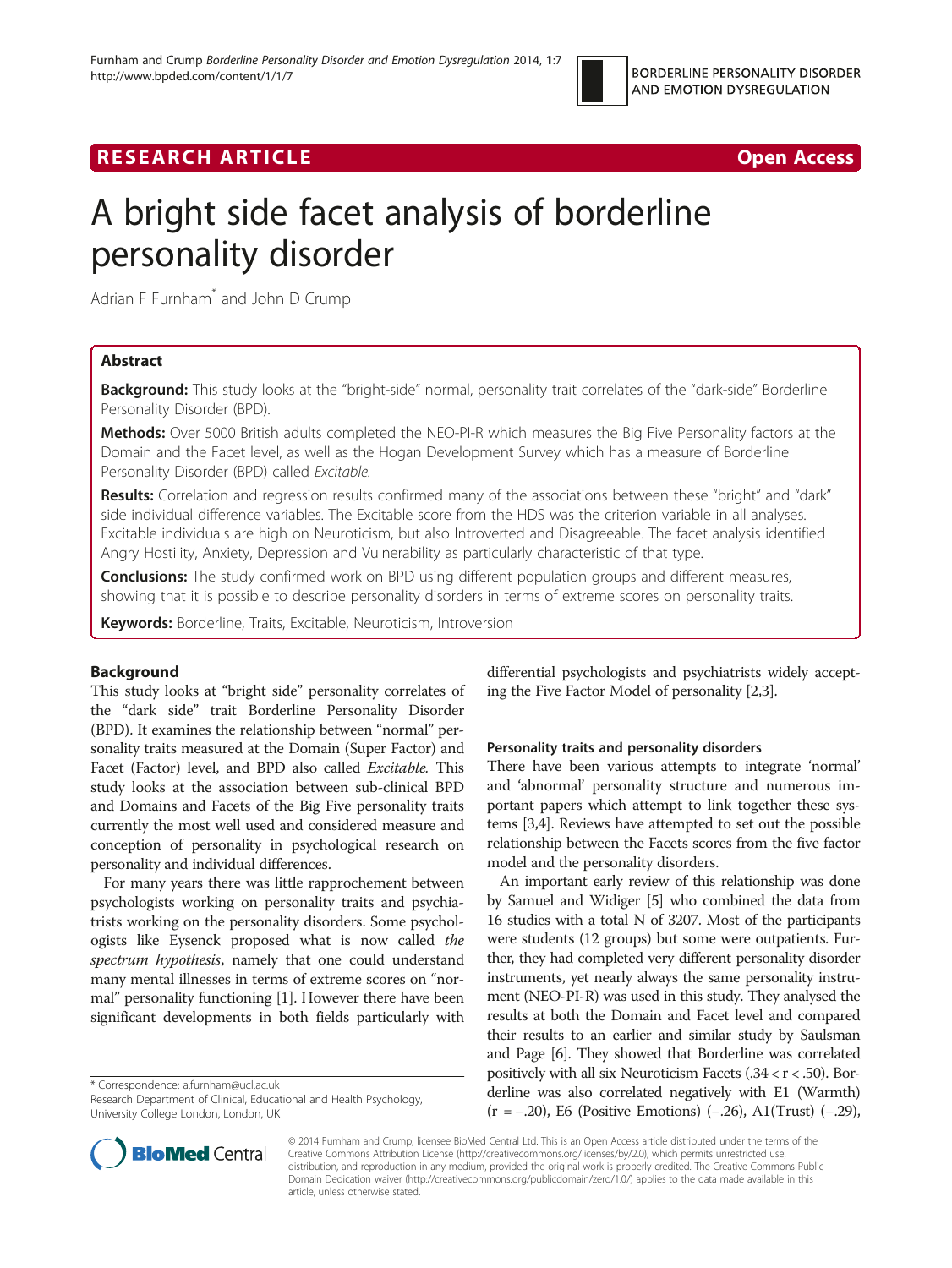RESEARCH ARTICLE Open Access

# A bright side facet analysis of borderline personality disorder

Adrian F Furnham* and John D Crump

## Abstract

**Background:** This study looks at the "bright-side" normal, personality trait correlates of the "dark-side" Borderline Personality Disorder (BPD).

**Methods:** Over 5000 British adults completed the NEO-PI-R which measures the Big Five Personality factors at the Domain and the Facet level, as well as the Hogan Development Survey which has a measure of Borderline Personality Disorder (BPD) called *Excitable*.

**Results:** Correlation and regression results confirmed many of the associations between these "bright" and "dark" side individual difference variables. The Excitable score from the HDS was the criterion variable in all analyses. Excitable individuals are high on Neuroticism, but also Introverted and Disagreeable. The facet analysis identified Angry Hostility, Anxiety, Depression and Vulnerability as particularly characteristic of that type.

**Conclusions:** The study confirmed work on BPD using different population groups and different measures, showing that it is possible to describe personality disorders in terms of extreme scores on personality traits.

**Keywords:** Borderline, Traits, Excitable, Neuroticism, Introversion

## Background

This study looks at "bright side" personality correlates of the "dark side" trait Borderline Personality Disorder (BPD). It examines the relationship between "normal" personality traits measured at the Domain (Super Factor) and Facet (Factor) level, and BPD also called *Excitable*. This study looks at the association between sub-clinical BPD and Domains and Facets of the Big Five personality traits currently the most well used and considered measure and conception of personality in psychological research on personality and individual differences.

For many years there was little rapprochement between psychologists working on personality traits and psychiatrists working on the personality disorders. Some psychologists like Eysenck proposed what is now called *the spectrum hypothesis*, namely that one could understand many mental illnesses in terms of extreme scores on "normal" personality functioning [1]. However there have been significant developments in both fields particularly with differential psychologists and psychiatrists widely accepting the Five Factor Model of personality [2,3].

### Personality traits and personality disorders

There have been various attempts to integrate 'normal' and 'abnormal' personality structure and numerous important papers which attempt to link together these systems [3,4]. Reviews have attempted to set out the possible relationship between the Facets scores from the five factor model and the personality disorders.

An important early review of this relationship was done by Samuel and Widiger [5] who combined the data from 16 studies with a total N of 3207. Most of the participants were students (12 groups) but some were outpatients. Further, they had completed very different personality disorder instruments, yet nearly always the same personality instrument (NEO-PI-R) was used in this study. They analysed the results at both the Domain and Facet level and compared their results to an earlier and similar study by Saulsman and Page [6]. They showed that Borderline was correlated positively with all six Neuroticism Facets ($.34 < r < .50$). Borderline was also correlated negatively with E1 (Warmth) ($r = -.20$), E6 (Positive Emotions) ($-.26$), A1(Trust) ($-.29$),

* Correspondence: a.furnham@ucl.ac.uk
Research Department of Clinical, Educational and Health Psychology, University College London, London, UK

© 2014 Furnham and Crump; licensee BioMed Central Ltd. This is an Open Access article distributed under the terms of the Creative Commons Attribution License (http://creativecommons.org/licenses/by/2.0), which permits unrestricted use, distribution, and reproduction in any medium, provided the original work is properly credited. The Creative Commons Public Domain Dedication waiver (http://creativecommons.org/publicdomain/zero/1.0/) applies to the data made available in this article, unless otherwise stated.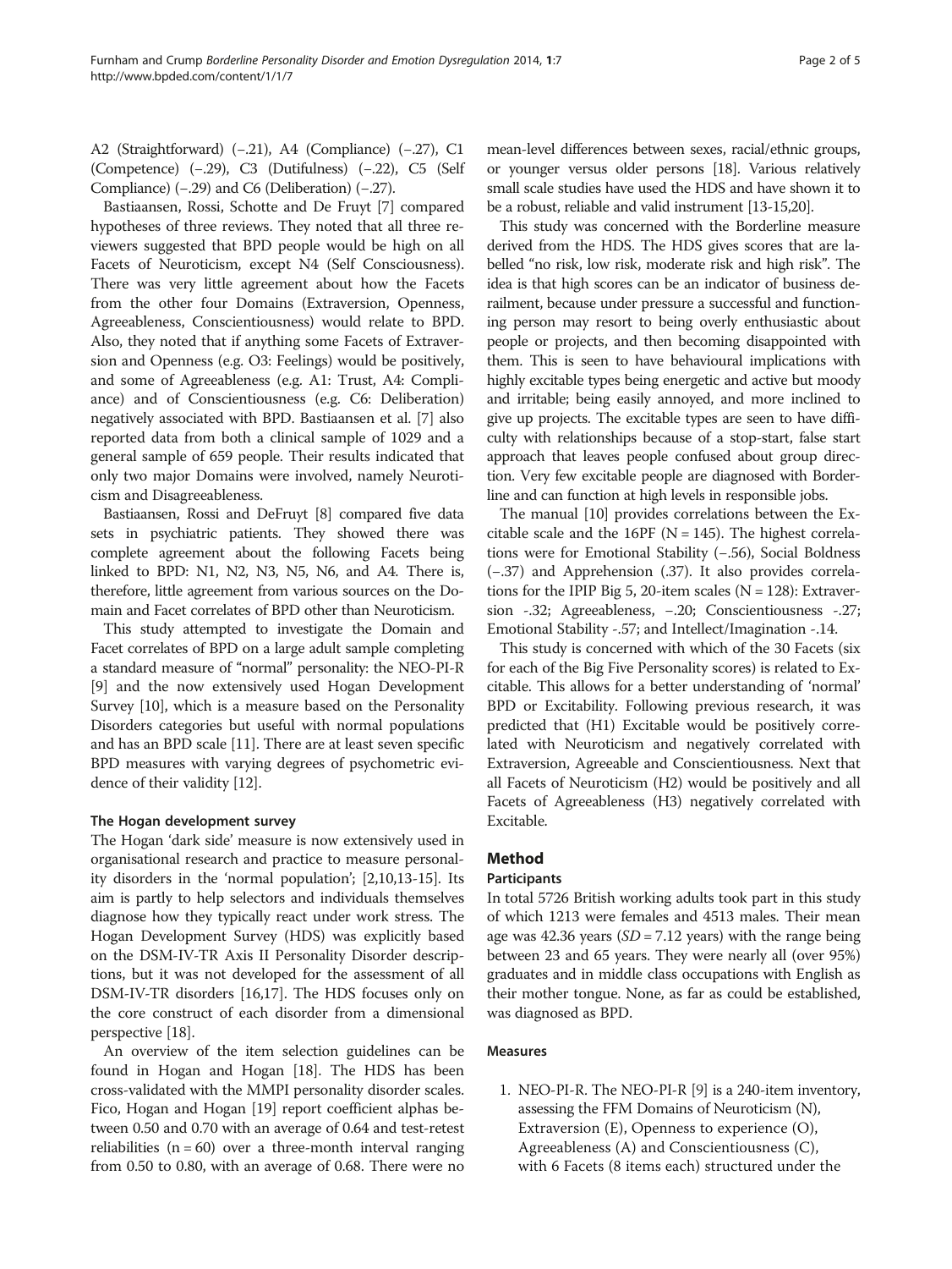A2 (Straightforward) (−.21), A4 (Compliance) (−.27), C1 (Competence) (−.29), C3 (Dutifulness) (−.22), C5 (Self Compliance) (−.29) and C6 (Deliberation) (−.27).

Bastiaansen, Rossi, Schotte and De Fruyt [7] compared hypotheses of three reviews. They noted that all three reviewers suggested that BPD people would be high on all Facets of Neuroticism, except N4 (Self Consciousness). There was very little agreement about how the Facets from the other four Domains (Extraversion, Openness, Agreeableness, Conscientiousness) would relate to BPD. Also, they noted that if anything some Facets of Extraversion and Openness (e.g. O3: Feelings) would be positively, and some of Agreeableness (e.g. A1: Trust, A4: Compliance) and of Conscientiousness (e.g. C6: Deliberation) negatively associated with BPD. Bastiaansen et al. [7] also reported data from both a clinical sample of 1029 and a general sample of 659 people. Their results indicated that only two major Domains were involved, namely Neuroticism and Disagreeableness.

Bastiaansen, Rossi and DeFruyt [8] compared five data sets in psychiatric patients. They showed there was complete agreement about the following Facets being linked to BPD: N1, N2, N3, N5, N6, and A4. There is, therefore, little agreement from various sources on the Domain and Facet correlates of BPD other than Neuroticism.

This study attempted to investigate the Domain and Facet correlates of BPD on a large adult sample completing a standard measure of "normal" personality: the NEO-PI-R [9] and the now extensively used Hogan Development Survey [10], which is a measure based on the Personality Disorders categories but useful with normal populations and has an BPD scale [11]. There are at least seven specific BPD measures with varying degrees of psychometric evidence of their validity [12].

### The Hogan development survey

The Hogan 'dark side' measure is now extensively used in organisational research and practice to measure personality disorders in the 'normal population'; [2,10,13-15]. Its aim is partly to help selectors and individuals themselves diagnose how they typically react under work stress. The Hogan Development Survey (HDS) was explicitly based on the DSM-IV-TR Axis II Personality Disorder descriptions, but it was not developed for the assessment of all DSM-IV-TR disorders [16,17]. The HDS focuses only on the core construct of each disorder from a dimensional perspective [18].

An overview of the item selection guidelines can be found in Hogan and Hogan [18]. The HDS has been cross-validated with the MMPI personality disorder scales. Fico, Hogan and Hogan [19] report coefficient alphas between 0.50 and 0.70 with an average of 0.64 and test-retest reliabilities ($n = 60$) over a three-month interval ranging from 0.50 to 0.80, with an average of 0.68. There were no mean-level differences between sexes, racial/ethnic groups, or younger versus older persons [18]. Various relatively small scale studies have used the HDS and have shown it to be a robust, reliable and valid instrument [13-15,20].

This study was concerned with the Borderline measure derived from the HDS. The HDS gives scores that are labelled "no risk, low risk, moderate risk and high risk". The idea is that high scores can be an indicator of business derailment, because under pressure a successful and functioning person may resort to being overly enthusiastic about people or projects, and then becoming disappointed with them. This is seen to have behavioural implications with highly excitable types being energetic and active but moody and irritable; being easily annoyed, and more inclined to give up projects. The excitable types are seen to have difficulty with relationships because of a stop-start, false start approach that leaves people confused about group direction. Very few excitable people are diagnosed with Borderline and can function at high levels in responsible jobs.

The manual [10] provides correlations between the Excitable scale and the 16PF ($N = 145$). The highest correlations were for Emotional Stability (−.56), Social Boldness (−.37) and Apprehension (.37). It also provides correlations for the IPIP Big 5, 20-item scales ($N = 128$): Extraversion -.32; Agreeableness, −.20; Conscientiousness -.27; Emotional Stability -.57; and Intellect/Imagination -.14.

This study is concerned with which of the 30 Facets (six for each of the Big Five Personality scores) is related to Excitable. This allows for a better understanding of 'normal' BPD or Excitability. Following previous research, it was predicted that (H1) Excitable would be positively correlated with Neuroticism and negatively correlated with Extraversion, Agreeable and Conscientiousness. Next that all Facets of Neuroticism (H2) would be positively and all Facets of Agreeableness (H3) negatively correlated with Excitable.

## Method

### Participants

In total 5726 British working adults took part in this study of which 1213 were females and 4513 males. Their mean age was 42.36 years ($SD = 7.12$ years) with the range being between 23 and 65 years. They were nearly all (over 95%) graduates and in middle class occupations with English as their mother tongue. None, as far as could be established, was diagnosed as BPD.

### Measures

1. NEO-PI-R. The NEO-PI-R [9] is a 240-item inventory, assessing the FFM Domains of Neuroticism (N), Extraversion (E), Openness to experience (O), Agreeableness (A) and Conscientiousness (C), with 6 Facets (8 items each) structured under the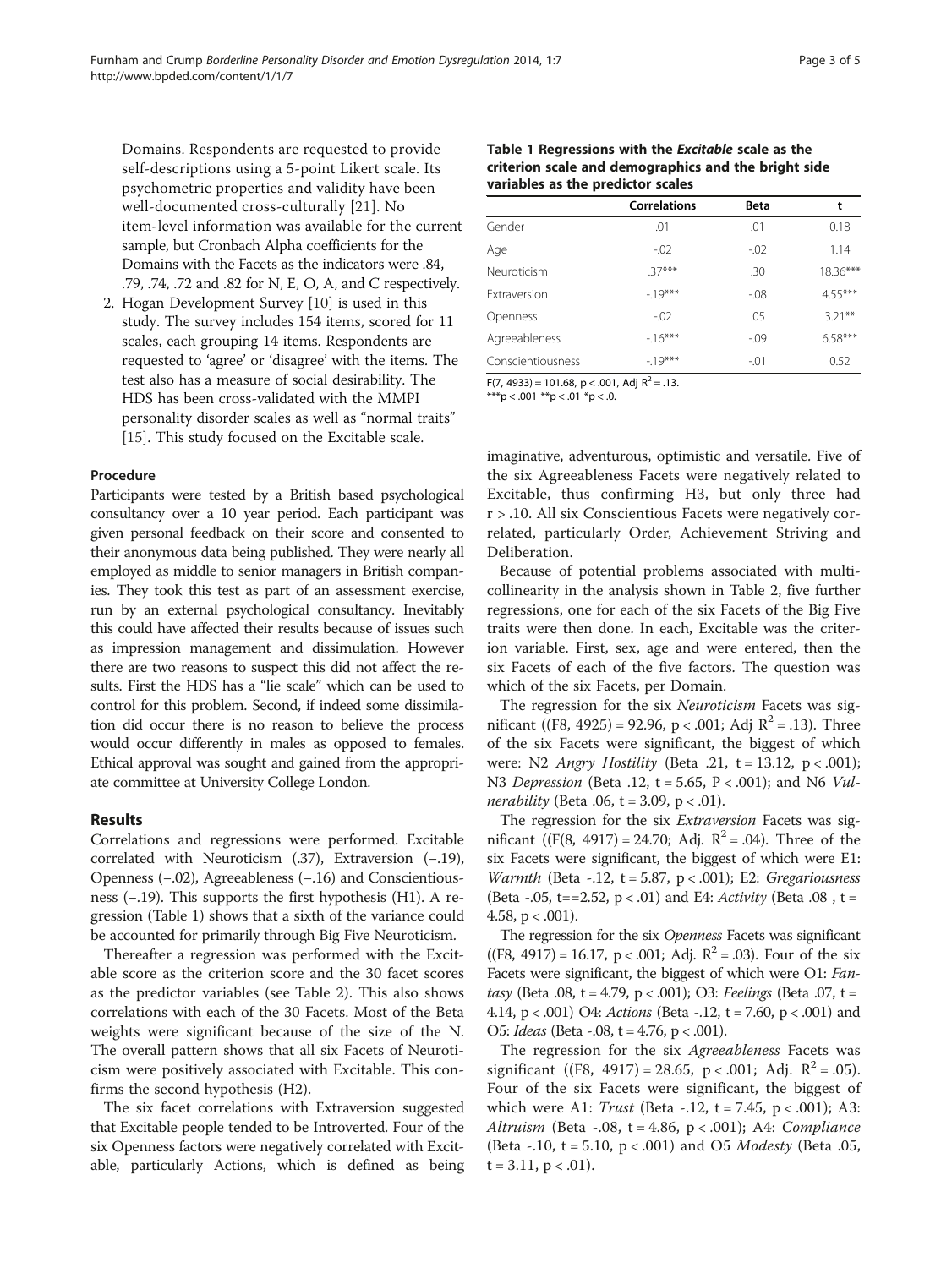Domains. Respondents are requested to provide self-descriptions using a 5-point Likert scale. Its psychometric properties and validity have been well-documented cross-culturally [21]. No item-level information was available for the current sample, but Cronbach Alpha coefficients for the Domains with the Facets as the indicators were .84, .79, .74, .72 and .82 for N, E, O, A, and C respectively.

2. Hogan Development Survey [10] is used in this study. The survey includes 154 items, scored for 11 scales, each grouping 14 items. Respondents are requested to 'agree' or 'disagree' with the items. The test also has a measure of social desirability. The HDS has been cross-validated with the MMPI personality disorder scales as well as "normal traits" [15]. This study focused on the Excitable scale.

### Procedure

Participants were tested by a British based psychological consultancy over a 10 year period. Each participant was given personal feedback on their score and consented to their anonymous data being published. They were nearly all employed as middle to senior managers in British companies. They took this test as part of an assessment exercise, run by an external psychological consultancy. Inevitably this could have affected their results because of issues such as impression management and dissimulation. However there are two reasons to suspect this did not affect the results. First the HDS has a "lie scale" which can be used to control for this problem. Second, if indeed some dissimilation did occur there is no reason to believe the process would occur differently in males as opposed to females. Ethical approval was sought and gained from the appropriate committee at University College London.

## Results

Correlations and regressions were performed. Excitable correlated with Neuroticism (.37), Extraversion (−.19), Openness (−.02), Agreeableness (−.16) and Conscientiousness (−.19). This supports the first hypothesis (H1). A regression (Table 1) shows that a sixth of the variance could be accounted for primarily through Big Five Neuroticism.

**Table 1 Regressions with the *Excitable* scale as the criterion scale and demographics and the bright side variables as the predictor scales**

| | Correlations | Beta | t |
|---|---|---|---|
| Gender | .01 | .01 | 0.18 |
| Age | -.02 | -.02 | 1.14 |
| Neuroticism | .37*** | .30 | 18.36*** |
| Extraversion | -.19*** | -.08 | 4.55*** |
| Openness | -.02 | .05 | 3.21** |
| Agreeableness | -.16*** | -.09 | 6.58*** |
| Conscientiousness | -.19*** | -.01 | 0.52 |

$F(7, 4933) = 101.68$, $p < .001$, Adj $R^2 = .13$.
***p < .001 **p < .01 *p < .0.

Thereafter a regression was performed with the Excitable score as the criterion score and the 30 facet scores as the predictor variables (see Table 2). This also shows correlations with each of the 30 Facets. Most of the Beta weights were significant because of the size of the N. The overall pattern shows that all six Facets of Neuroticism were positively associated with Excitable. This confirms the second hypothesis (H2).

The six facet correlations with Extraversion suggested that Excitable people tended to be Introverted. Four of the six Openness factors were negatively correlated with Excitable, particularly Actions, which is defined as being imaginative, adventurous, optimistic and versatile. Five of the six Agreeableness Facets were negatively related to Excitable, thus confirming H3, but only three had r > .10. All six Conscientious Facets were negatively correlated, particularly Order, Achievement Striving and Deliberation.

Because of potential problems associated with multicollinearity in the analysis shown in Table 2, five further regressions, one for each of the six Facets of the Big Five traits were then done. In each, Excitable was the criterion variable. First, sex, age and were entered, then the six Facets of each of the five factors. The question was which of the six Facets, per Domain.

The regression for the six *Neuroticism* Facets was significant ($(F8, 4925) = 92.96$, $p < .001$; Adj $R^2 = .13$). Three of the six Facets were significant, the biggest of which were: N2 *Angry Hostility* (Beta .21, t = 13.12, p < .001); N3 *Depression* (Beta .12, t = 5.65, P < .001); and N6 *Vulnerability* (Beta .06, t = 3.09, p < .01).

The regression for the six *Extraversion* Facets was significant ($(F(8, 4917) = 24.70$; Adj. $R^2 = .04$). Three of the six Facets were significant, the biggest of which were E1: *Warmth* (Beta -.12, t = 5.87, p < .001); E2: *Gregariousness* (Beta -.05, t==2.52, p < .01) and E4: *Activity* (Beta .08 , t = 4.58, p < .001).

The regression for the six *Openness* Facets was significant ($(F8, 4917) = 16.17$, $p < .001$; Adj. $R^2 = .03$). Four of the six Facets were significant, the biggest of which were O1: *Fantasy* (Beta .08, t = 4.79, p < .001); O3: *Feelings* (Beta .07, t = 4.14, p < .001) O4: *Actions* (Beta -.12, t = 7.60, p < .001) and O5: *Ideas* (Beta -.08, t = 4.76, p < .001).

The regression for the six *Agreeableness* Facets was significant ($(F8, 4917) = 28.65$, $p < .001$; Adj. $R^2 = .05$). Four of the six Facets were significant, the biggest of which were A1: *Trust* (Beta -.12, t = 7.45, p < .001); A3: *Altruism* (Beta -.08, t = 4.86, p < .001); A4: *Compliance* (Beta -.10, t = 5.10, p < .001) and O5 *Modesty* (Beta .05, t = 3.11, p < .01).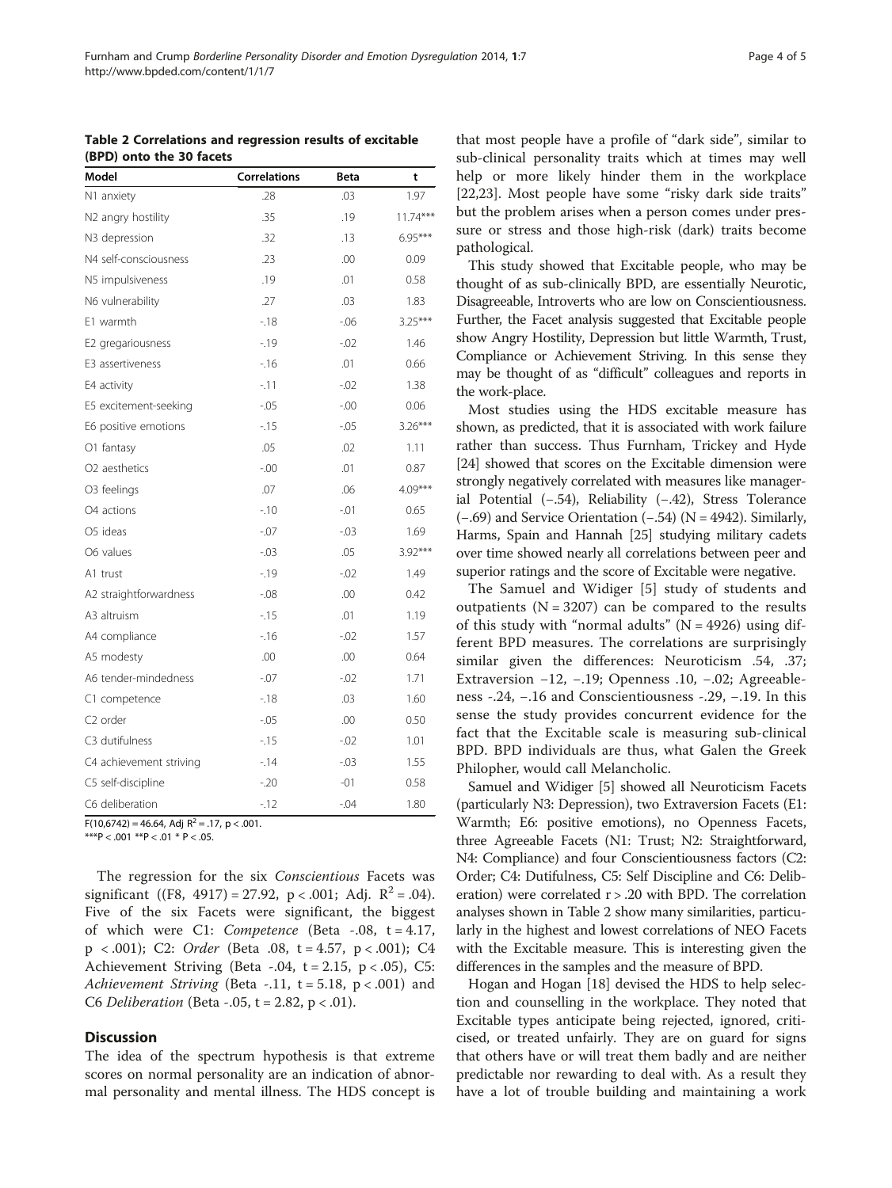**Table 2 Correlations and regression results of excitable (BPD) onto the 30 facets**

| Model | Correlations | Beta | t |
|---|---|---|---|
| N1 anxiety | .28 | .03 | 1.97 |
| N2 angry hostility | .35 | .19 | 11.74*** |
| N3 depression | .32 | .13 | 6.95*** |
| N4 self-consciousness | .23 | .00 | 0.09 |
| N5 impulsiveness | .19 | .01 | 0.58 |
| N6 vulnerability | .27 | .03 | 1.83 |
| E1 warmth | -.18 | -.06 | 3.25*** |
| E2 gregariousness | -.19 | -.02 | 1.46 |
| E3 assertiveness | -.16 | .01 | 0.66 |
| E4 activity | -.11 | -.02 | 1.38 |
| E5 excitement-seeking | -.05 | -.00 | 0.06 |
| E6 positive emotions | -.15 | -.05 | 3.26*** |
| O1 fantasy | .05 | .02 | 1.11 |
| O2 aesthetics | -.00 | .01 | 0.87 |
| O3 feelings | .07 | .06 | 4.09*** |
| O4 actions | -.10 | -.01 | 0.65 |
| O5 ideas | -.07 | -.03 | 1.69 |
| O6 values | -.03 | .05 | 3.92*** |
| A1 trust | -.19 | -.02 | 1.49 |
| A2 straightforwardness | -.08 | .00 | 0.42 |
| A3 altruism | -.15 | .01 | 1.19 |
| A4 compliance | -.16 | -.02 | 1.57 |
| A5 modesty | .00 | .00 | 0.64 |
| A6 tender-mindedness | -.07 | -.02 | 1.71 |
| C1 competence | -.18 | .03 | 1.60 |
| C2 order | -.05 | .00 | 0.50 |
| C3 dutifulness | -.15 | -.02 | 1.01 |
| C4 achievement striving | -.14 | -.03 | 1.55 |
| C5 self-discipline | -.20 | -01 | 0.58 |
| C6 deliberation | -.12 | -.04 | 1.80 |

$F(10,6742) = 46.64$, Adj $R^2 = .17$, $p < .001$.

***P < .001 **P < .01 * P < .05.

The regression for the six *Conscientious* Facets was significant (($F8$, 4917) = 27.92, $p < .001$; Adj. $R^2 = .04$). Five of the six Facets were significant, the biggest of which were C1: *Competence* (Beta -.08, t = 4.17, $p < .001$); C2: *Order* (Beta .08, t = 4.57, $p < .001$); C4 Achievement Striving (Beta -.04, t = 2.15, $p < .05$), C5: *Achievement Striving* (Beta -.11, t = 5.18, $p < .001$) and C6 *Deliberation* (Beta -.05, t = 2.82, $p < .01$).

## Discussion

The idea of the spectrum hypothesis is that extreme scores on normal personality are an indication of abnormal personality and mental illness. The HDS concept is that most people have a profile of "dark side", similar to sub-clinical personality traits which at times may well help or more likely hinder them in the workplace [22,23]. Most people have some "risky dark side traits" but the problem arises when a person comes under pressure or stress and those high-risk (dark) traits become pathological.

This study showed that Excitable people, who may be thought of as sub-clinically BPD, are essentially Neurotic, Disagreeable, Introverts who are low on Conscientiousness. Further, the Facet analysis suggested that Excitable people show Angry Hostility, Depression but little Warmth, Trust, Compliance or Achievement Striving. In this sense they may be thought of as "difficult" colleagues and reports in the work-place.

Most studies using the HDS excitable measure has shown, as predicted, that it is associated with work failure rather than success. Thus Furnham, Trickey and Hyde [24] showed that scores on the Excitable dimension were strongly negatively correlated with measures like managerial Potential (−.54), Reliability (−.42), Stress Tolerance (−.69) and Service Orientation (−.54) (N = 4942). Similarly, Harms, Spain and Hannah [25] studying military cadets over time showed nearly all correlations between peer and superior ratings and the score of Excitable were negative.

The Samuel and Widiger [5] study of students and outpatients (N = 3207) can be compared to the results of this study with "normal adults" (N = 4926) using different BPD measures. The correlations are surprisingly similar given the differences: Neuroticism .54, .37; Extraversion −12, −.19; Openness .10, −.02; Agreeableness -.24, −.16 and Conscientiousness -.29, −.19. In this sense the study provides concurrent evidence for the fact that the Excitable scale is measuring sub-clinical BPD. BPD individuals are thus, what Galen the Greek Philopher, would call Melancholic.

Samuel and Widiger [5] showed all Neuroticism Facets (particularly N3: Depression), two Extraversion Facets (E1: Warmth; E6: positive emotions), no Openness Facets, three Agreeable Facets (N1: Trust; N2: Straightforward, N4: Compliance) and four Conscientiousness factors (C2: Order; C4: Dutifulness, C5: Self Discipline and C6: Deliberation) were correlated r > .20 with BPD. The correlation analyses shown in Table 2 show many similarities, particularly in the highest and lowest correlations of NEO Facets with the Excitable measure. This is interesting given the differences in the samples and the measure of BPD.

Hogan and Hogan [18] devised the HDS to help selection and counselling in the workplace. They noted that Excitable types anticipate being rejected, ignored, criticised, or treated unfairly. They are on guard for signs that others have or will treat them badly and are neither predictable nor rewarding to deal with. As a result they have a lot of trouble building and maintaining a work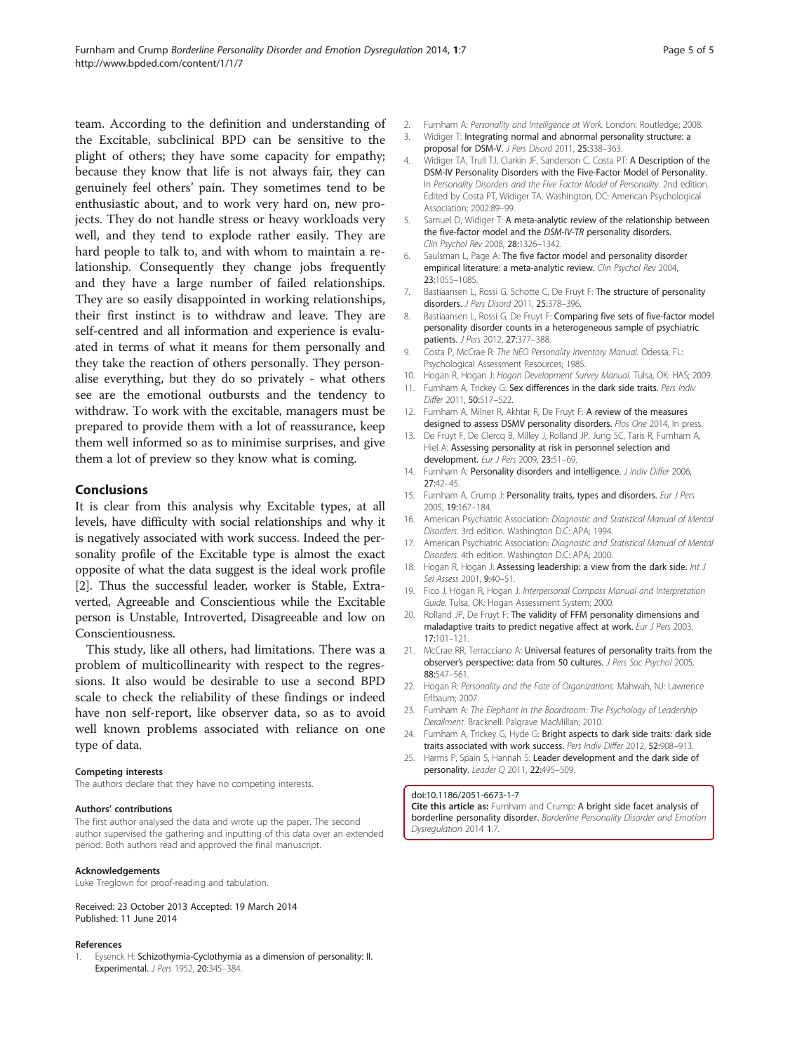team. According to the definition and understanding of the Excitable, subclinical BPD can be sensitive to the plight of others; they have some capacity for empathy; because they know that life is not always fair, they can genuinely feel others' pain. They sometimes tend to be enthusiastic about, and to work very hard on, new projects. They do not handle stress or heavy workloads very well, and they tend to explode rather easily. They are hard people to talk to, and with whom to maintain a relationship. Consequently they change jobs frequently and they have a large number of failed relationships. They are so easily disappointed in working relationships, their first instinct is to withdraw and leave. They are self-centred and all information and experience is evaluated in terms of what it means for them personally and they take the reaction of others personally. They personalise everything, but they do so privately - what others see are the emotional outbursts and the tendency to withdraw. To work with the excitable, managers must be prepared to provide them with a lot of reassurance, keep them well informed so as to minimise surprises, and give them a lot of preview so they know what is coming.

## Conclusions

It is clear from this analysis why Excitable types, at all levels, have difficulty with social relationships and why it is negatively associated with work success. Indeed the personality profile of the Excitable type is almost the exact opposite of what the data suggest is the ideal work profile [2]. Thus the successful leader, worker is Stable, Extraverted, Agreeable and Conscientious while the Excitable person is Unstable, Introverted, Disagreeable and low on Conscientiousness.

This study, like all others, had limitations. There was a problem of multicollinearity with respect to the regressions. It also would be desirable to use a second BPD scale to check the reliability of these findings or indeed have non self-report, like observer data, so as to avoid well known problems associated with reliance on one type of data.

### Competing interests

The authors declare that they have no competing interests.

### Authors' contributions

The first author analysed the data and wrote up the paper. The second author supervised the gathering and inputting of this data over an extended period. Both authors read and approved the final manuscript.

### Acknowledgements

Luke Treglown for proof-reading and tabulation.

Received: 23 October 2013 Accepted: 19 March 2014
Published: 11 June 2014

### References

1. Eysenck H: **Schizothymia-Cyclothymia as a dimension of personality: II. Experimental.** *J Pers* 1952, **20:**345–384.
2. Furnham A: *Personality and Intelligence at Work.* London: Routledge; 2008.
3. Widiger T: **Integrating normal and abnormal personality structure: a proposal for DSM-V.** *J Pers Disord* 2011, **25:**338–363.
4. Widiger TA, Trull TJ, Clarkin JF, Sanderson C, Costa PT: **A Description of the DSM-IV Personality Disorders with the Five-Factor Model of Personality.** In *Personality Disorders and the Five Factor Model of Personality.* 2nd edition. Edited by Costa PT, Widiger TA. Washington, DC: American Psychological Association; 2002:89–99.
5. Samuel D, Widiger T: **A meta-analytic review of the relationship between the five-factor model and the *DSM-IV-TR* personality disorders.** *Clin Psychol Rev* 2008, **28:**1326–1342.
6. Saulsman L, Page A: **The five factor model and personality disorder empirical literature: a meta-analytic review.** *Clin Psychol Rev* 2004, **23:**1055–1085.
7. Bastiaansen L, Rossi G, Schotte C, De Fruyt F: **The structure of personality disorders.** *J Pers Disord* 2011, **25:**378–396.
8. Bastiaansen L, Rossi G, De Fruyt F: **Comparing five sets of five-factor model personality disorder counts in a heterogeneous sample of psychiatric patients.** *J Pers* 2012, **27:**377–388.
9. Costa P, McCrae R: *The NEO Personality Inventory Manual.* Odessa, FL: Psychological Assessment Resources; 1985.
10. Hogan R, Hogan J: *Hogan Development Survey Manual.* Tulsa, OK: HAS; 2009.
11. Furnham A, Trickey G: **Sex differences in the dark side traits.** *Pers Indiv Differ* 2011, **50:**517–522.
12. Furnham A, Milner R, Akhtar R, De Fruyt F: **A review of the measures designed to assess DSMV personality disorders.** *Plos One* 2014, In press.
13. De Fruyt F, De Clercq B, Milley J, Rolland JP, Jung SC, Taris R, Furnham A, Hiel A: **Assessing personality at risk in personnel selection and development.** *Eur J Pers* 2009, **23:**51–69.
14. Furnham A: **Personality disorders and intelligence.** *J Indiv Differ* 2006, **27:**42–45.
15. Furnham A, Crump J: **Personality traits, types and disorders.** *Eur J Pers* 2005, **19:**167–184.
16. American Psychiatric Association: *Diagnostic and Statistical Manual of Mental Disorders.* 3rd edition. Washington D.C: APA; 1994.
17. American Psychiatric Association: *Diagnostic and Statistical Manual of Mental Disorders.* 4th edition. Washington D.C: APA; 2000.
18. Hogan R, Hogan J: **Assessing leadership: a view from the dark side.** *Int J Sel Assess* 2001, **9:**40–51.
19. Fico J, Hogan R, Hogan J: *Interpersonal Compass Manual and Interpretation Guide.* Tulsa, OK: Hogan Assessment System; 2000.
20. Rolland JP, De Fruyt F: **The validity of FFM personality dimensions and maladaptive traits to predict negative affect at work.** *Eur J Pers* 2003, **17:**101–121.
21. McCrae RR, Terracciano A: **Universal features of personality traits from the observer's perspective: data from 50 cultures.** *J Pers Soc Psychol* 2005, **88:**547–561.
22. Hogan R: *Personality and the Fate of Organizations.* Mahwah, NJ: Lawrence Erlbaum; 2007.
23. Furnham A: *The Elephant in the Boardroom: The Psychology of Leadership Derailment.* Bracknell: Palgrave MacMillan; 2010.
24. Furnham A, Trickey G, Hyde G: **Bright aspects to dark side traits: dark side traits associated with work success.** *Pers Indiv Differ* 2012, **52:**908–913.
25. Harms P, Spain S, Hannah S: **Leader development and the dark side of personality.** *Leader Q* 2011, **22:**495–509.

doi:10.1186/2051-6673-1-7
**Cite this article as:** Furnham and Crump: **A bright side facet analysis of borderline personality disorder.** *Borderline Personality Disorder and Emotion Dysregulation* 2014 **1**:7.